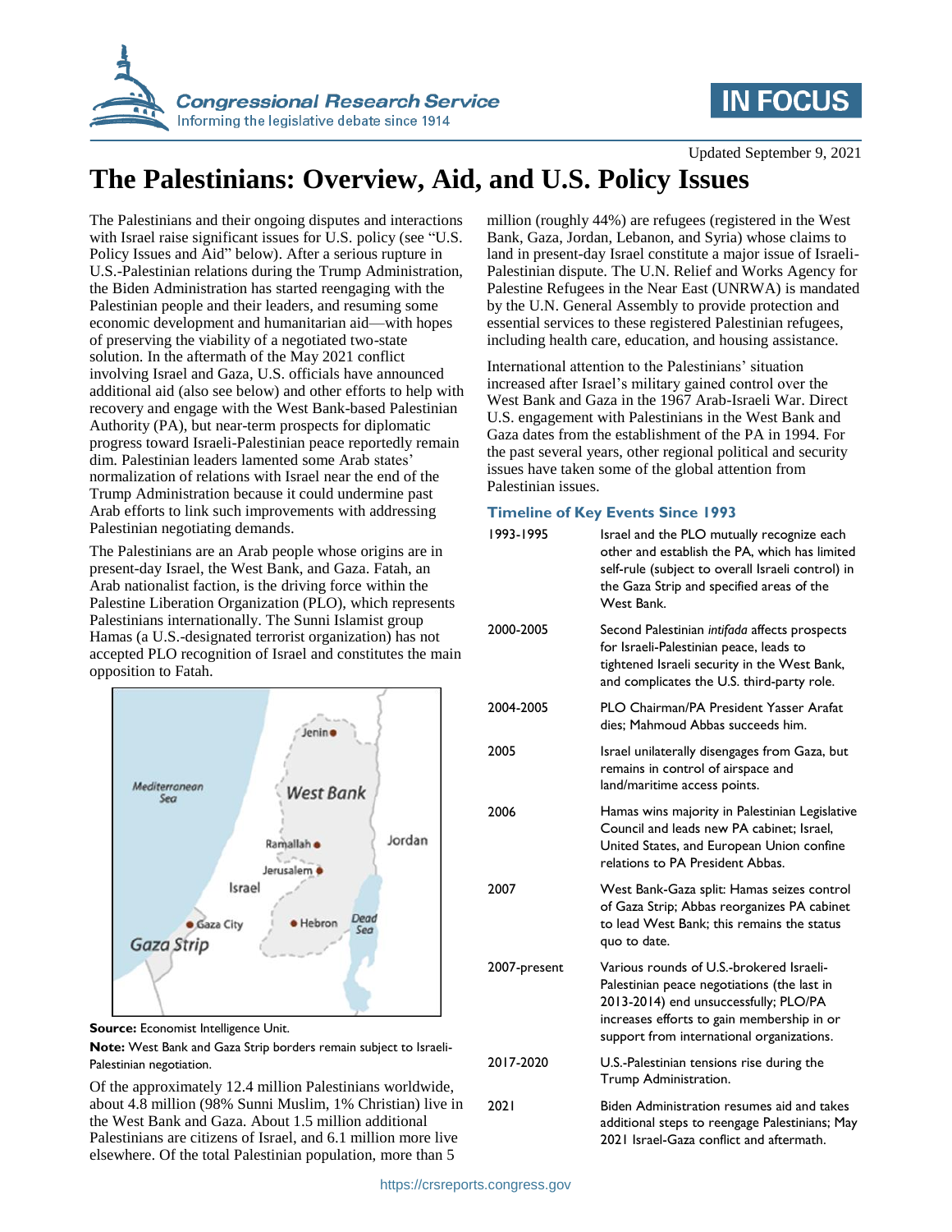Updated September 9, 2021

# The Palestinians: Overview, Aid, and U.S. Policy Issues

The Palestinians and their ongoing disputes and interactions with Israel raise significant issues for U.S. policy (see "U.S. Policy Issues and Aid" below). After a serious rupture in U.S.-Palestinian relations during the Trump Administration, the Biden Administration has started reengaging with the Palestinian people and their leaders, and resuming some economic development and humanitarian aid—with hopes of preserving the viability of a negotiated two-state solution. In the aftermath of the May 2021 conflict involving Israel and Gaza, U.S. officials have announced additional aid (also see below) and other efforts to help with recovery and engage with the West Bank-based Palestinian Authority (PA), but near-term prospects for diplomatic progress toward Israeli-Palestinian peace reportedly remain dim. Palestinian leaders lamented some Arab states' normalization of relations with Israel near the end of the Trump Administration because it could undermine past Arab efforts to link such improvements with addressing Palestinian negotiating demands.

The Palestinians are an Arab people whose origins are in present-day Israel, the West Bank, and Gaza. Fatah, an Arab nationalist faction, is the driving force within the Palestine Liberation Organization (PLO), which represents Palestinians internationally. The Sunni Islamist group Hamas (a U.S.-designated terrorist organization) has not accepted PLO recognition of Israel and constitutes the main opposition to Fatah.

**Source:** Economist Intelligence Unit.

**Note:** West Bank and Gaza Strip borders remain subject to Israeli-Palestinian negotiation.

Of the approximately 12.4 million Palestinians worldwide, about 4.8 million (98% Sunni Muslim, 1% Christian) live in the West Bank and Gaza. About 1.5 million additional Palestinians are citizens of Israel, and 6.1 million more live elsewhere. Of the total Palestinian population, more than 5 million (roughly 44%) are refugees (registered in the West Bank, Gaza, Jordan, Lebanon, and Syria) whose claims to land in present-day Israel constitute a major issue of Israeli-Palestinian dispute. The U.N. Relief and Works Agency for Palestine Refugees in the Near East (UNRWA) is mandated by the U.N. General Assembly to provide protection and essential services to these registered Palestinian refugees, including health care, education, and housing assistance.

International attention to the Palestinians' situation increased after Israel's military gained control over the West Bank and Gaza in the 1967 Arab-Israeli War. Direct U.S. engagement with Palestinians in the West Bank and Gaza dates from the establishment of the PA in 1994. For the past several years, other regional political and security issues have taken some of the global attention from Palestinian issues.

## Timeline of Key Events Since 1993

| | |
|---|---|
| 1993-1995 | Israel and the PLO mutually recognize each other and establish the PA, which has limited self-rule (subject to overall Israeli control) in the Gaza Strip and specified areas of the West Bank. |
| 2000-2005 | Second Palestinian *intifada* affects prospects for Israeli-Palestinian peace, leads to tightened Israeli security in the West Bank, and complicates the U.S. third-party role. |
| 2004-2005 | PLO Chairman/PA President Yasser Arafat dies; Mahmoud Abbas succeeds him. |
| 2005 | Israel unilaterally disengages from Gaza, but remains in control of airspace and land/maritime access points. |
| 2006 | Hamas wins majority in Palestinian Legislative Council and leads new PA cabinet; Israel, United States, and European Union confine relations to PA President Abbas. |
| 2007 | West Bank-Gaza split: Hamas seizes control of Gaza Strip; Abbas reorganizes PA cabinet to lead West Bank; this remains the status quo to date. |
| 2007-present | Various rounds of U.S.-brokered Israeli-Palestinian peace negotiations (the last in 2013-2014) end unsuccessfully; PLO/PA increases efforts to gain membership in or support from international organizations. |
| 2017-2020 | U.S.-Palestinian tensions rise during the Trump Administration. |
| 2021 | Biden Administration resumes aid and takes additional steps to reengage Palestinians; May 2021 Israel-Gaza conflict and aftermath. |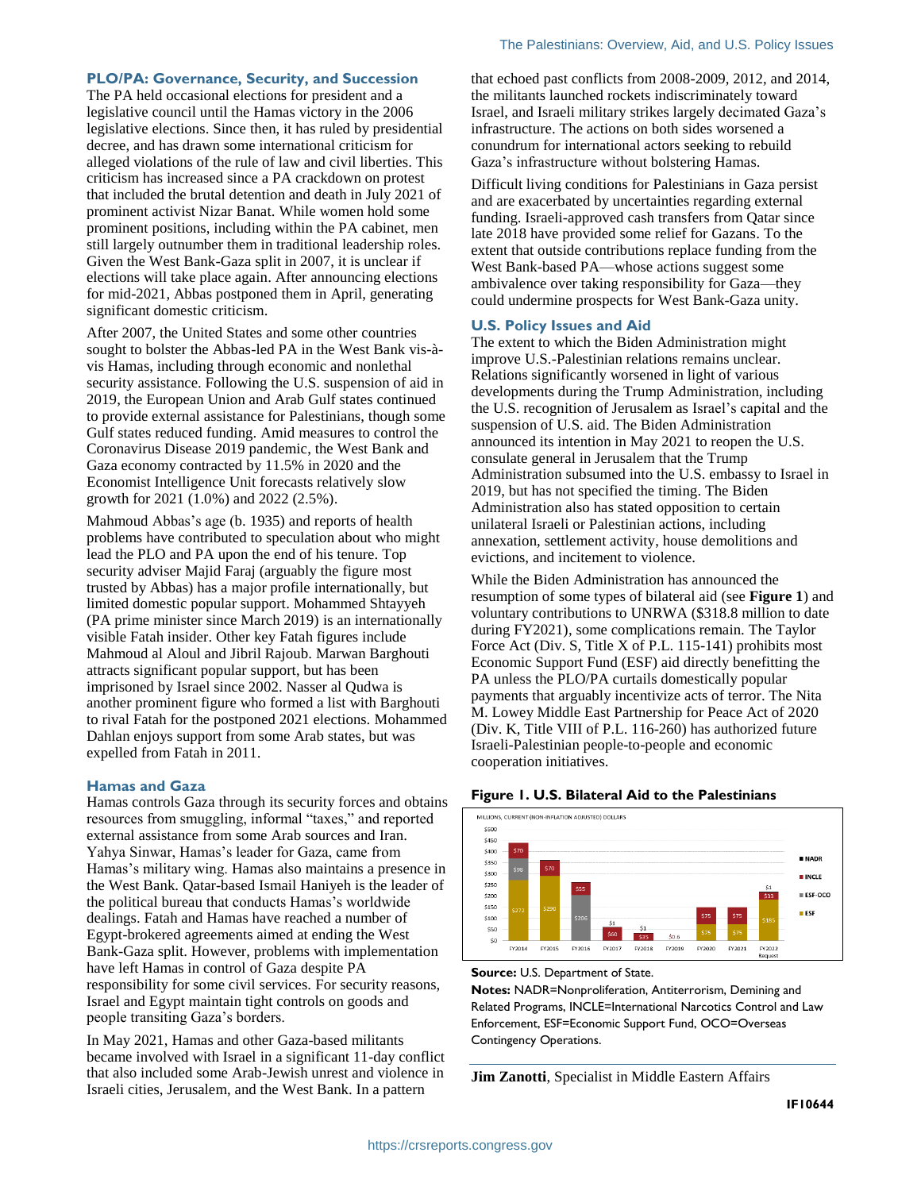## PLO/PA: Governance, Security, and Succession

The PA held occasional elections for president and a legislative council until the Hamas victory in the 2006 legislative elections. Since then, it has ruled by presidential decree, and has drawn some international criticism for alleged violations of the rule of law and civil liberties. This criticism has increased since a PA crackdown on protest that included the brutal detention and death in July 2021 of prominent activist Nizar Banat. While women hold some prominent positions, including within the PA cabinet, men still largely outnumber them in traditional leadership roles. Given the West Bank-Gaza split in 2007, it is unclear if elections will take place again. After announcing elections for mid-2021, Abbas postponed them in April, generating significant domestic criticism.

After 2007, the United States and some other countries sought to bolster the Abbas-led PA in the West Bank vis-à-vis Hamas, including through economic and nonlethal security assistance. Following the U.S. suspension of aid in 2019, the European Union and Arab Gulf states continued to provide external assistance for Palestinians, though some Gulf states reduced funding. Amid measures to control the Coronavirus Disease 2019 pandemic, the West Bank and Gaza economy contracted by 11.5% in 2020 and the Economist Intelligence Unit forecasts relatively slow growth for 2021 (1.0%) and 2022 (2.5%).

Mahmoud Abbas's age (b. 1935) and reports of health problems have contributed to speculation about who might lead the PLO and PA upon the end of his tenure. Top security adviser Majid Faraj (arguably the figure most trusted by Abbas) has a major profile internationally, but limited domestic popular support. Mohammed Shtayyeh (PA prime minister since March 2019) is an internationally visible Fatah insider. Other key Fatah figures include Mahmoud al Aloul and Jibril Rajoub. Marwan Barghouti attracts significant popular support, but has been imprisoned by Israel since 2002. Nasser al Qudwa is another prominent figure who formed a list with Barghouti to rival Fatah for the postponed 2021 elections. Mohammed Dahlan enjoys support from some Arab states, but was expelled from Fatah in 2011.

## Hamas and Gaza

Hamas controls Gaza through its security forces and obtains resources from smuggling, informal "taxes," and reported external assistance from some Arab sources and Iran. Yahya Sinwar, Hamas's leader for Gaza, came from Hamas's military wing. Hamas also maintains a presence in the West Bank. Qatar-based Ismail Haniyeh is the leader of the political bureau that conducts Hamas's worldwide dealings. Fatah and Hamas have reached a number of Egypt-brokered agreements aimed at ending the West Bank-Gaza split. However, problems with implementation have left Hamas in control of Gaza despite PA responsibility for some civil services. For security reasons, Israel and Egypt maintain tight controls on goods and people transiting Gaza's borders.

In May 2021, Hamas and other Gaza-based militants became involved with Israel in a significant 11-day conflict that also included some Arab-Jewish unrest and violence in Israeli cities, Jerusalem, and the West Bank. In a pattern that echoed past conflicts from 2008-2009, 2012, and 2014, the militants launched rockets indiscriminately toward Israel, and Israeli military strikes largely decimated Gaza's infrastructure. The actions on both sides worsened a conundrum for international actors seeking to rebuild Gaza's infrastructure without bolstering Hamas.

Difficult living conditions for Palestinians in Gaza persist and are exacerbated by uncertainties regarding external funding. Israeli-approved cash transfers from Qatar since late 2018 have provided some relief for Gazans. To the extent that outside contributions replace funding from the West Bank-based PA—whose actions suggest some ambivalence over taking responsibility for Gaza—they could undermine prospects for West Bank-Gaza unity.

## U.S. Policy Issues and Aid

The extent to which the Biden Administration might improve U.S.-Palestinian relations remains unclear. Relations significantly worsened in light of various developments during the Trump Administration, including the U.S. recognition of Jerusalem as Israel's capital and the suspension of U.S. aid. The Biden Administration announced its intention in May 2021 to reopen the U.S. consulate general in Jerusalem that the Trump Administration subsumed into the U.S. embassy to Israel in 2019, but has not specified the timing. The Biden Administration also has stated opposition to certain unilateral Israeli or Palestinian actions, including annexation, settlement activity, house demolitions and evictions, and incitement to violence.

While the Biden Administration has announced the resumption of some types of bilateral aid (see **Figure 1**) and voluntary contributions to UNRWA ($318.8 million to date during FY2021), some complications remain. The Taylor Force Act (Div. S, Title X of P.L. 115-141) prohibits most Economic Support Fund (ESF) aid directly benefitting the PA unless the PLO/PA curtails domestically popular payments that arguably incentivize acts of terror. The Nita M. Lowey Middle East Partnership for Peace Act of 2020 (Div. K, Title VIII of P.L. 116-260) has authorized future Israeli-Palestinian people-to-people and economic cooperation initiatives.

**Figure 1. U.S. Bilateral Aid to the Palestinians**

MILLIONS, CURRENT (NON-INFLATION ADJUSTED) DOLLARS

| Fiscal Year | ESF | ESF-OCO | INCLE | NADR |
|---|---|---|---|---|
| FY2014 | $272 | $98 | $70 | |
| FY2015 | $290 | | $70 | |
| FY2016 | | $206 | $55 | |
| FY2017 | | | $60 | $1 |
| FY2018 | | | $35 | $1 |
| FY2019 | | | | $0.6 |
| FY2020 | $75 | | $75 | |
| FY2021 | $75 | | $75 | |
| FY2022 Request | $185 | | $33 | $1 |

**Source:** U.S. Department of State.

**Notes:** NADR=Nonproliferation, Antiterrorism, Demining and Related Programs, INCLE=International Narcotics Control and Law Enforcement, ESF=Economic Support Fund, OCO=Overseas Contingency Operations.

---

**Jim Zanotti**, Specialist in Middle Eastern Affairs

IF10644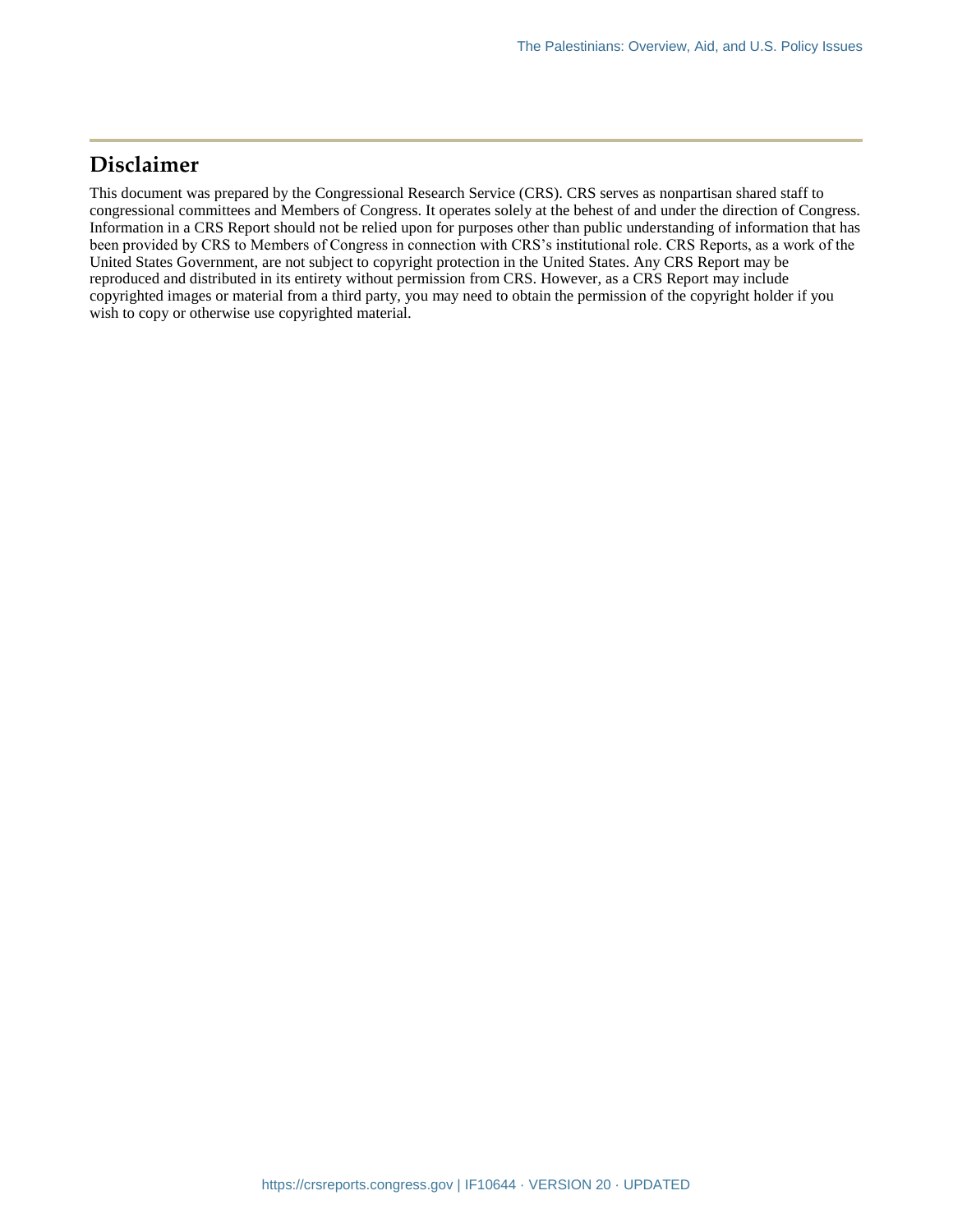## Disclaimer

This document was prepared by the Congressional Research Service (CRS). CRS serves as nonpartisan shared staff to congressional committees and Members of Congress. It operates solely at the behest of and under the direction of Congress. Information in a CRS Report should not be relied upon for purposes other than public understanding of information that has been provided by CRS to Members of Congress in connection with CRS's institutional role. CRS Reports, as a work of the United States Government, are not subject to copyright protection in the United States. Any CRS Report may be reproduced and distributed in its entirety without permission from CRS. However, as a CRS Report may include copyrighted images or material from a third party, you may need to obtain the permission of the copyright holder if you wish to copy or otherwise use copyrighted material.